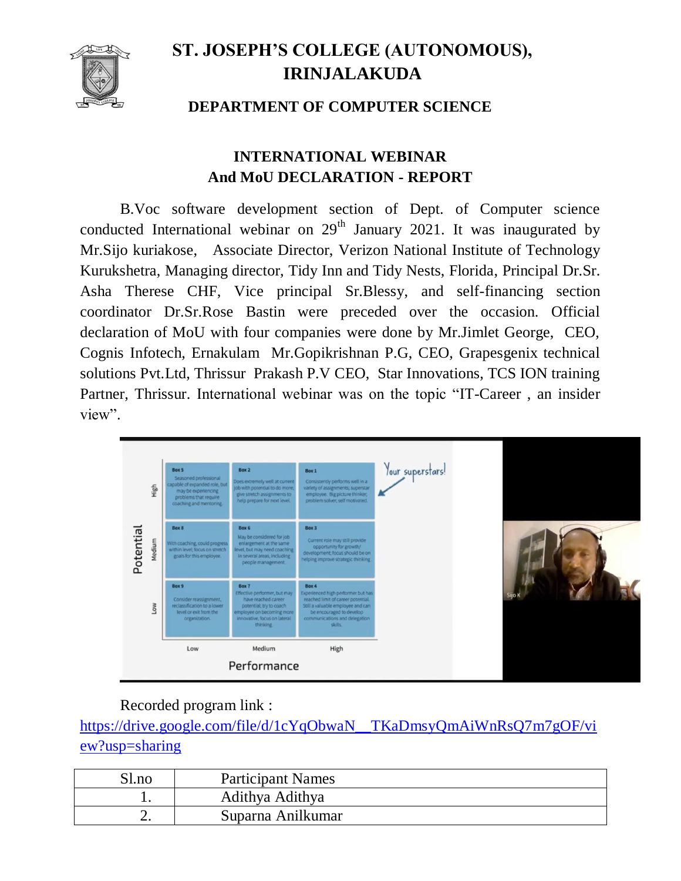# ST. JOSEPH'S COLLEGE (AUTONOMOUS), IRINJALAKUDA

## DEPARTMENT OF COMPUTER SCIENCE

### INTERNATIONAL WEBINAR
### And MoU DECLARATION - REPORT

B.Voc software development section of Dept. of Computer science conducted International webinar on 29th January 2021. It was inaugurated by Mr.Sijo kuriakose, Associate Director, Verizon National Institute of Technology Kurukshetra, Managing director, Tidy Inn and Tidy Nests, Florida, Principal Dr.Sr. Asha Therese CHF, Vice principal Sr.Blessy, and self-financing section coordinator Dr.Sr.Rose Bastin were preceded over the occasion. Official declaration of MoU with four companies were done by Mr.Jimlet George, CEO, Cognis Infotech, Ernakulam Mr.Gopikrishnan P.G, CEO, Grapesgenix technical solutions Pvt.Ltd, Thrissur Prakash P.V CEO, Star Innovations, TCS ION training Partner, Thrissur. International webinar was on the topic "IT-Career , an insider view".

Recorded program link : [https://drive.google.com/file/d/1cYqObwaN__TKaDmsyQmAiWnRsQ7m7gOF/view?usp=sharing](https://drive.google.com/file/d/1cYqObwaN__TKaDmsyQmAiWnRsQ7m7gOF/view?usp=sharing)

| Sl.no | Participant Names |
|---|---|
| 1. | Adithya Adithya |
| 2. | Suparna Anilkumar |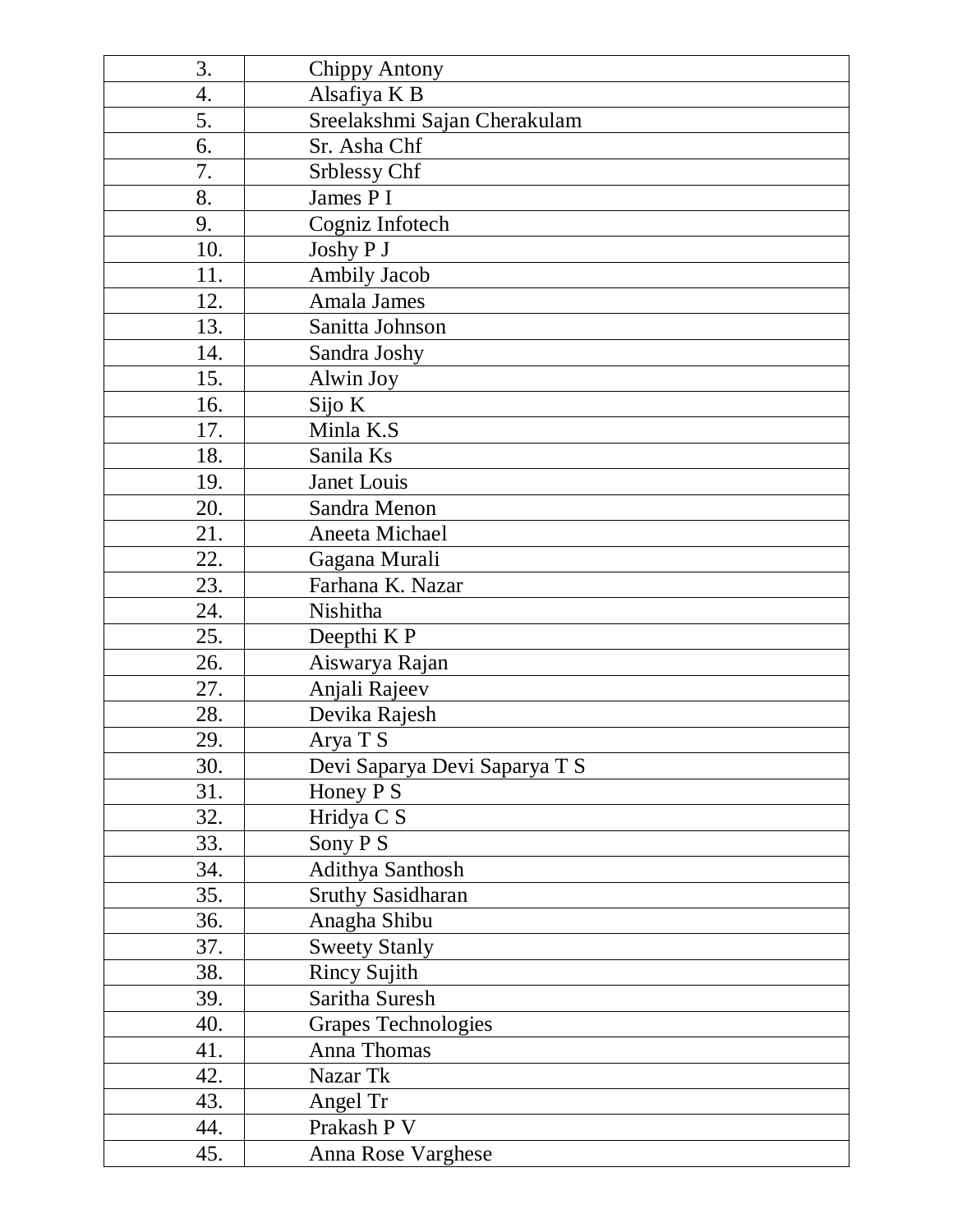| | |
|---|---|
| 3. | Chippy Antony |
| 4. | Alsafiya K B |
| 5. | Sreelakshmi Sajan Cherakulam |
| 6. | Sr. Asha Chf |
| 7. | Srblessy Chf |
| 8. | James P I |
| 9. | Cogniz Infotech |
| 10. | Joshy P J |
| 11. | Ambily Jacob |
| 12. | Amala James |
| 13. | Sanitta Johnson |
| 14. | Sandra Joshy |
| 15. | Alwin Joy |
| 16. | Sijo K |
| 17. | Minla K.S |
| 18. | Sanila Ks |
| 19. | Janet Louis |
| 20. | Sandra Menon |
| 21. | Aneeta Michael |
| 22. | Gagana Murali |
| 23. | Farhana K. Nazar |
| 24. | Nishitha |
| 25. | Deepthi K P |
| 26. | Aiswarya Rajan |
| 27. | Anjali Rajeev |
| 28. | Devika Rajesh |
| 29. | Arya T S |
| 30. | Devi Saparya Devi Saparya T S |
| 31. | Honey P S |
| 32. | Hridya C S |
| 33. | Sony P S |
| 34. | Adithya Santhosh |
| 35. | Sruthy Sasidharan |
| 36. | Anagha Shibu |
| 37. | Sweety Stanly |
| 38. | Rincy Sujith |
| 39. | Saritha Suresh |
| 40. | Grapes Technologies |
| 41. | Anna Thomas |
| 42. | Nazar Tk |
| 43. | Angel Tr |
| 44. | Prakash P V |
| 45. | Anna Rose Varghese |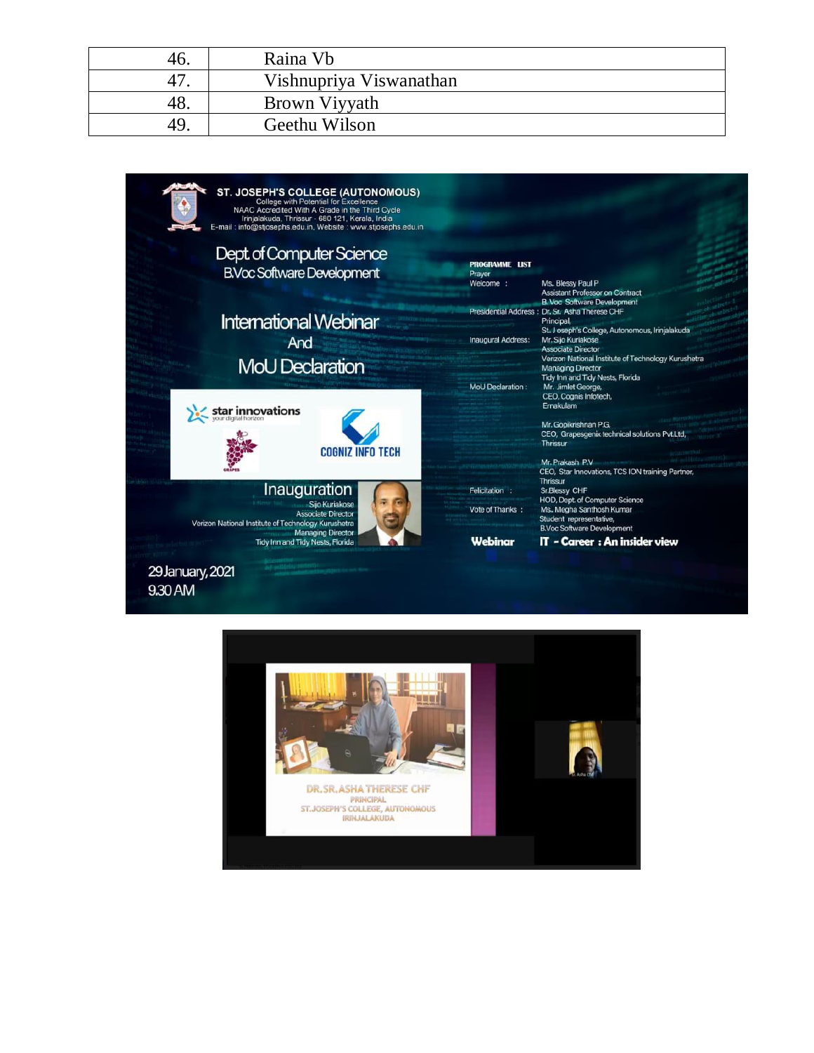| 46. | Raina Vb |
|---|---|
| 47. | Vishnupriya Viswanathan |
| 48. | Brown Viyyath |
| 49. | Geethu Wilson |

ST. JOSEPH'S COLLEGE (AUTONOMOUS)
College with Potential for Excellence
NAAC Accredited With A Grade in the Third Cycle
Irinjalakuda, Thrissur - 680 121, Kerala, India
E-mail : info@stjosephs.edu.in, Website : www.stjosephs.edu.in

Dept. of Computer Science
B.Voc Software Development

International Webinar
And
MoU Declaration

star innovations
your digital horizon

COGNIZ INFO TECH

GRAPES

Inauguration
Sijo Kuriakose
Associate Director
Verizon National Institute of Technology Kurushetra
Managing Director
Tidy Inn and Tidy Nests, Florida

29 January, 2021
9.30 AM

PROGRAMME LIST
Prayer
Welcome : Ms. Blessy Paul P, Assistant Professor on Contract, B.Voc Software Development
Presidential Address : Dr. Sr. Asha Therese CHF, Principal, St. Joseph's College, Autonomous, Irinjalakuda
Inaugural Address: Mr. Sijo Kuriakose, Associate Director, Verizon National Institute of Technology Kurushetra, Managing Director, Tidy Inn and Tidy Nests, Florida
MoU Declaration : Mr. Jimlet George, CEO, Cognis Infotech, Ernakulam
Mr. Gopikrishnan P.G, CEO, Grapesgenix technical solutions Pvt.Ltd, Thrissur
Mr. Prakash P.V, CEO, Star Innovations, TCS ION training Partner, Thrissur
Felicitation : Sr.Blessy CHF, HOD, Dept. of Computer Science
Vote of Thanks : Ms. Megha Santhosh Kumar, Student representative, B.Voc Software Development
Webinar IT - Career : An insider view

DR.SR.ASHA THERESE CHF
PRINCIPAL
ST.JOSEPH'S COLLEGE, AUTONOMOUS
IRINJALAKUDA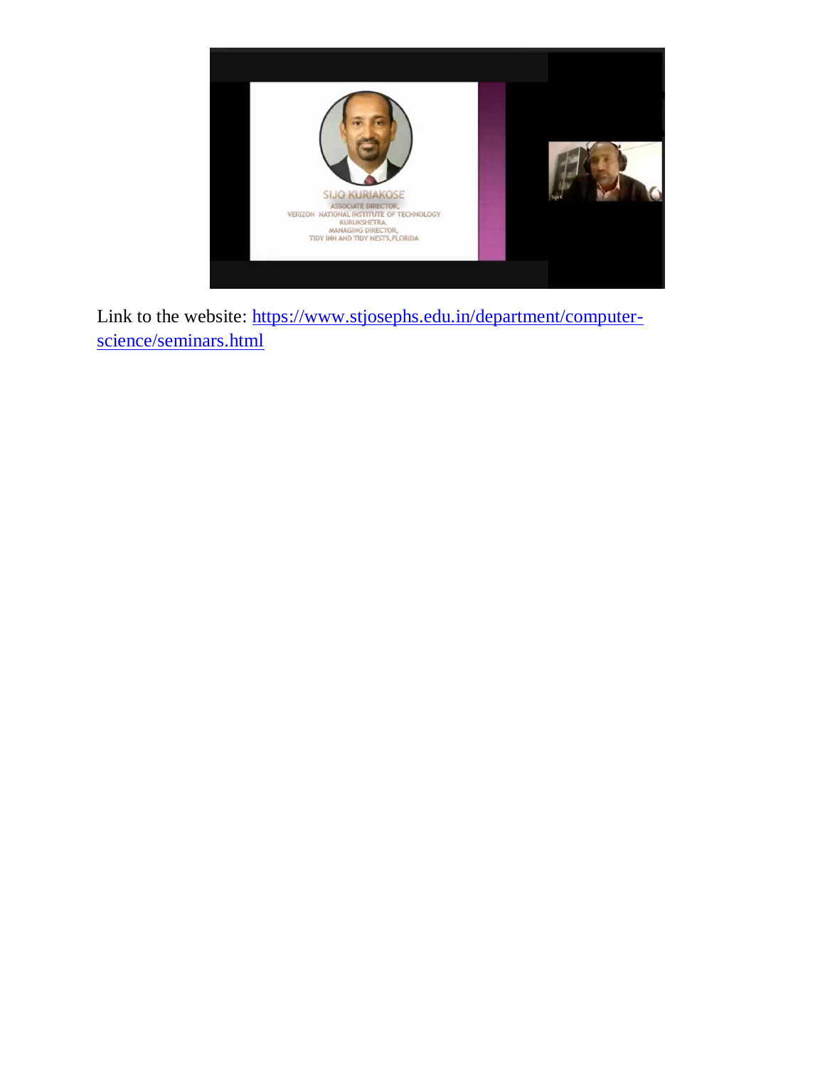SIJO KURIAKOSE
ASSOCIATE DIRECTOR,
VERIZON NATIONAL INSTITUTE OF TECHNOLOGY
KURUKSHETRA.
MANAGING DIRECTOR,
TIDY INN AND TIDY NESTS,FLORIDA

Link to the website: https://www.stjosephs.edu.in/department/computer-science/seminars.html